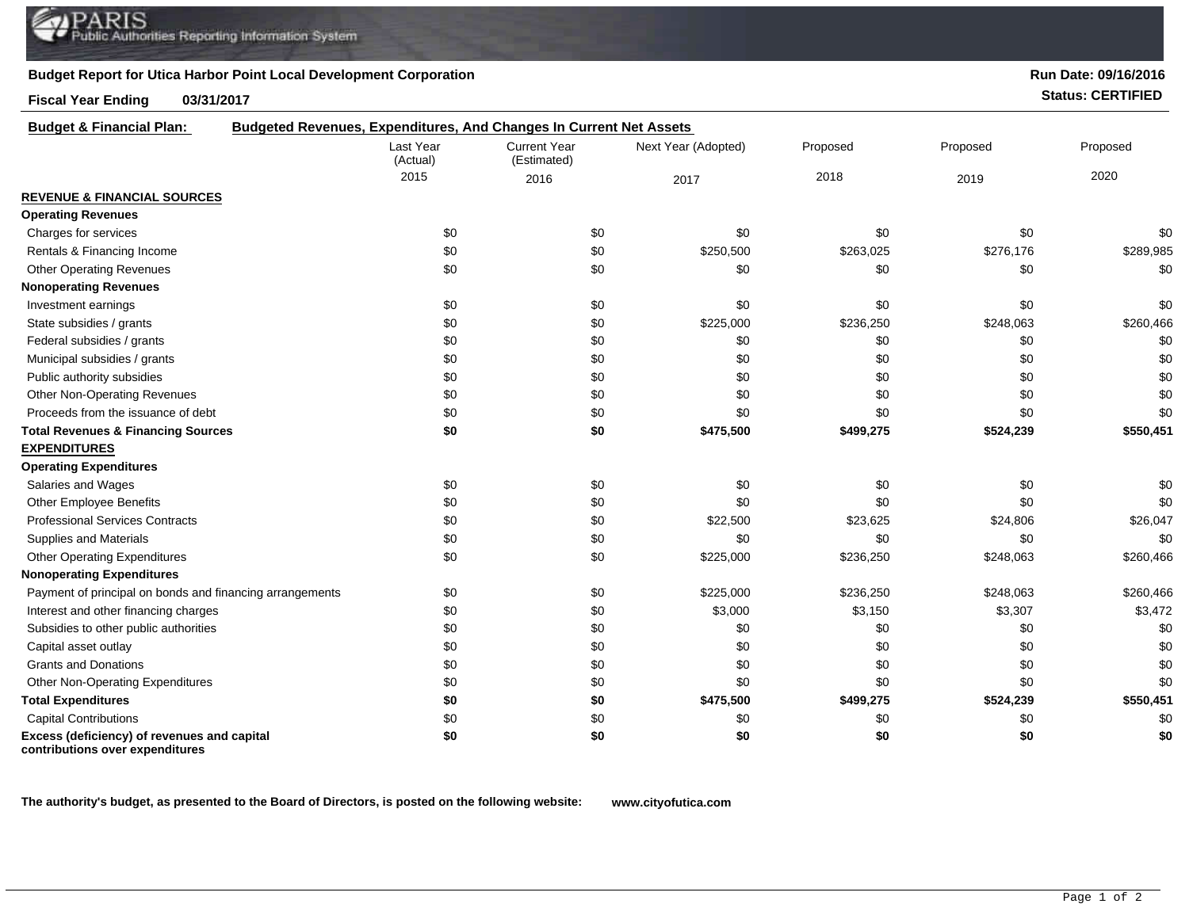PARIS
Public Authorities Reporting Information System

**Budget Report for Utica Harbor Point Local Development Corporation**

**Run Date: 09/16/2016**

**Fiscal Year Ending 03/31/2017**

**Status: CERTIFIED**

**Budget & Financial Plan:** **Budgeted Revenues, Expenditures, And Changes In Current Net Assets**

| | Last Year (Actual) 2015 | Current Year (Estimated) 2016 | Next Year (Adopted) 2017 | Proposed 2018 | Proposed 2019 | Proposed 2020 |
|---|---|---|---|---|---|---|
| **REVENUE & FINANCIAL SOURCES** | | | | | | |
| **Operating Revenues** | | | | | | |
| Charges for services | $0 | $0 | $0 | $0 | $0 | $0 |
| Rentals & Financing Income | $0 | $0 | $250,500 | $263,025 | $276,176 | $289,985 |
| Other Operating Revenues | $0 | $0 | $0 | $0 | $0 | $0 |
| **Nonoperating Revenues** | | | | | | |
| Investment earnings | $0 | $0 | $0 | $0 | $0 | $0 |
| State subsidies / grants | $0 | $0 | $225,000 | $236,250 | $248,063 | $260,466 |
| Federal subsidies / grants | $0 | $0 | $0 | $0 | $0 | $0 |
| Municipal subsidies / grants | $0 | $0 | $0 | $0 | $0 | $0 |
| Public authority subsidies | $0 | $0 | $0 | $0 | $0 | $0 |
| Other Non-Operating Revenues | $0 | $0 | $0 | $0 | $0 | $0 |
| Proceeds from the issuance of debt | $0 | $0 | $0 | $0 | $0 | $0 |
| **Total Revenues & Financing Sources** | **$0** | **$0** | **$475,500** | **$499,275** | **$524,239** | **$550,451** |
| **EXPENDITURES** | | | | | | |
| **Operating Expenditures** | | | | | | |
| Salaries and Wages | $0 | $0 | $0 | $0 | $0 | $0 |
| Other Employee Benefits | $0 | $0 | $0 | $0 | $0 | $0 |
| Professional Services Contracts | $0 | $0 | $22,500 | $23,625 | $24,806 | $26,047 |
| Supplies and Materials | $0 | $0 | $0 | $0 | $0 | $0 |
| Other Operating Expenditures | $0 | $0 | $225,000 | $236,250 | $248,063 | $260,466 |
| **Nonoperating Expenditures** | | | | | | |
| Payment of principal on bonds and financing arrangements | $0 | $0 | $225,000 | $236,250 | $248,063 | $260,466 |
| Interest and other financing charges | $0 | $0 | $3,000 | $3,150 | $3,307 | $3,472 |
| Subsidies to other public authorities | $0 | $0 | $0 | $0 | $0 | $0 |
| Capital asset outlay | $0 | $0 | $0 | $0 | $0 | $0 |
| Grants and Donations | $0 | $0 | $0 | $0 | $0 | $0 |
| Other Non-Operating Expenditures | $0 | $0 | $0 | $0 | $0 | $0 |
| **Total Expenditures** | **$0** | **$0** | **$475,500** | **$499,275** | **$524,239** | **$550,451** |
| Capital Contributions | $0 | $0 | $0 | $0 | $0 | $0 |
| **Excess (deficiency) of revenues and capital contributions over expenditures** | **$0** | **$0** | **$0** | **$0** | **$0** | **$0** |

**The authority's budget, as presented to the Board of Directors, is posted on the following website:** **www.cityofutica.com**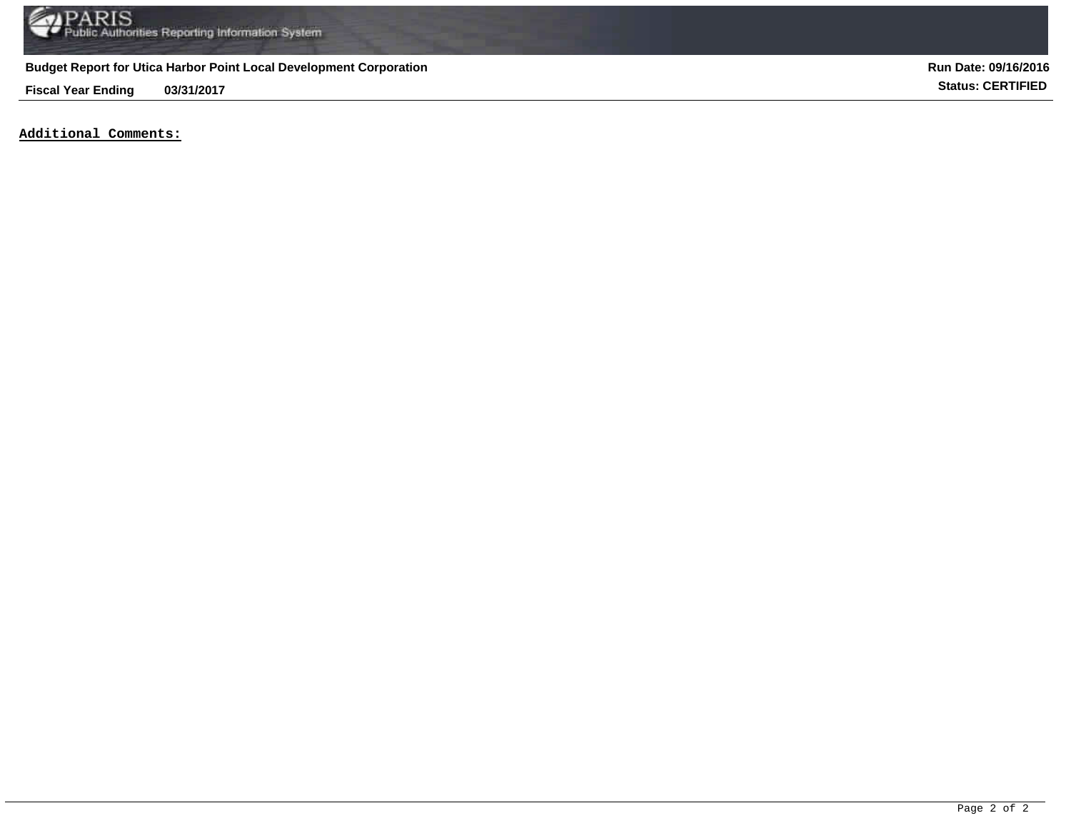**Additional Comments:**